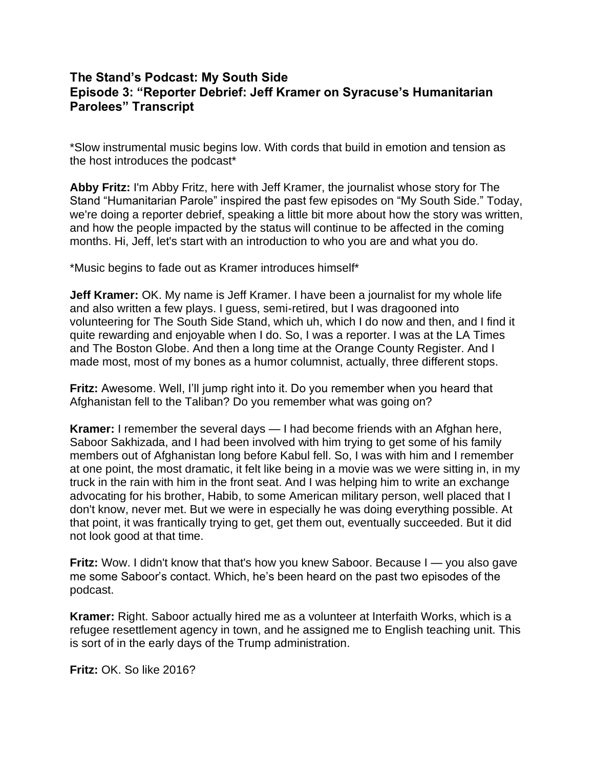# The Stand's Podcast: My South Side
## Episode 3: "Reporter Debrief: Jeff Kramer on Syracuse's Humanitarian Parolees" Transcript

*Slow instrumental music begins low. With cords that build in emotion and tension as the host introduces the podcast*

**Abby Fritz:** I'm Abby Fritz, here with Jeff Kramer, the journalist whose story for The Stand "Humanitarian Parole" inspired the past few episodes on "My South Side." Today, we're doing a reporter debrief, speaking a little bit more about how the story was written, and how the people impacted by the status will continue to be affected in the coming months. Hi, Jeff, let's start with an introduction to who you are and what you do.

*Music begins to fade out as Kramer introduces himself*

**Jeff Kramer:** OK. My name is Jeff Kramer. I have been a journalist for my whole life and also written a few plays. I guess, semi-retired, but I was dragooned into volunteering for The South Side Stand, which uh, which I do now and then, and I find it quite rewarding and enjoyable when I do. So, I was a reporter. I was at the LA Times and The Boston Globe. And then a long time at the Orange County Register. And I made most, most of my bones as a humor columnist, actually, three different stops.

**Fritz:** Awesome. Well, I'll jump right into it. Do you remember when you heard that Afghanistan fell to the Taliban? Do you remember what was going on?

**Kramer:** I remember the several days — I had become friends with an Afghan here, Saboor Sakhizada, and I had been involved with him trying to get some of his family members out of Afghanistan long before Kabul fell. So, I was with him and I remember at one point, the most dramatic, it felt like being in a movie was we were sitting in, in my truck in the rain with him in the front seat. And I was helping him to write an exchange advocating for his brother, Habib, to some American military person, well placed that I don't know, never met. But we were in especially he was doing everything possible. At that point, it was frantically trying to get, get them out, eventually succeeded. But it did not look good at that time.

**Fritz:** Wow. I didn't know that that's how you knew Saboor. Because I — you also gave me some Saboor's contact. Which, he's been heard on the past two episodes of the podcast.

**Kramer:** Right. Saboor actually hired me as a volunteer at Interfaith Works, which is a refugee resettlement agency in town, and he assigned me to English teaching unit. This is sort of in the early days of the Trump administration.

**Fritz:** OK. So like 2016?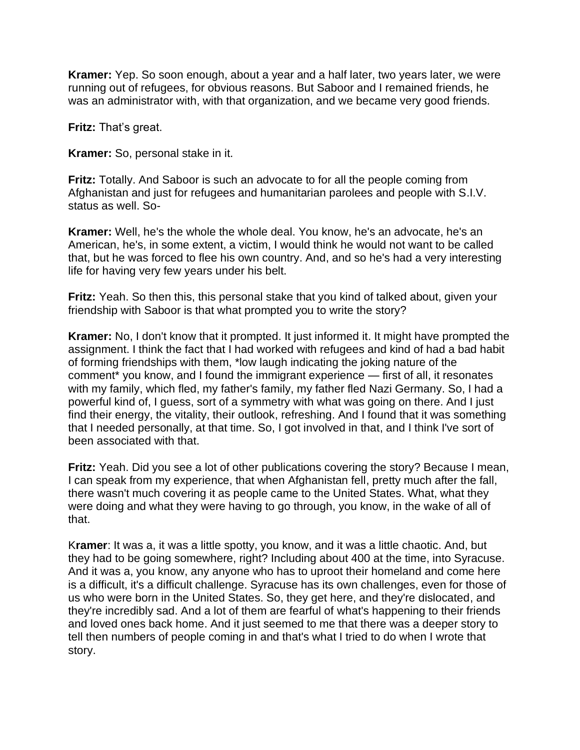**Kramer:** Yep. So soon enough, about a year and a half later, two years later, we were running out of refugees, for obvious reasons. But Saboor and I remained friends, he was an administrator with, with that organization, and we became very good friends.

**Fritz:** That's great.

**Kramer:** So, personal stake in it.

**Fritz:** Totally. And Saboor is such an advocate to for all the people coming from Afghanistan and just for refugees and humanitarian parolees and people with S.I.V. status as well. So-

**Kramer:** Well, he's the whole the whole deal. You know, he's an advocate, he's an American, he's, in some extent, a victim, I would think he would not want to be called that, but he was forced to flee his own country. And, and so he's had a very interesting life for having very few years under his belt.

**Fritz:** Yeah. So then this, this personal stake that you kind of talked about, given your friendship with Saboor is that what prompted you to write the story?

**Kramer:** No, I don't know that it prompted. It just informed it. It might have prompted the assignment. I think the fact that I had worked with refugees and kind of had a bad habit of forming friendships with them, *low laugh indicating the joking nature of the comment* you know, and I found the immigrant experience — first of all, it resonates with my family, which fled, my father's family, my father fled Nazi Germany. So, I had a powerful kind of, I guess, sort of a symmetry with what was going on there. And I just find their energy, the vitality, their outlook, refreshing. And I found that it was something that I needed personally, at that time. So, I got involved in that, and I think I've sort of been associated with that.

**Fritz:** Yeah. Did you see a lot of other publications covering the story? Because I mean, I can speak from my experience, that when Afghanistan fell, pretty much after the fall, there wasn't much covering it as people came to the United States. What, what they were doing and what they were having to go through, you know, in the wake of all of that.

K**ramer**: It was a, it was a little spotty, you know, and it was a little chaotic. And, but they had to be going somewhere, right? Including about 400 at the time, into Syracuse. And it was a, you know, any anyone who has to uproot their homeland and come here is a difficult, it's a difficult challenge. Syracuse has its own challenges, even for those of us who were born in the United States. So, they get here, and they're dislocated, and they're incredibly sad. And a lot of them are fearful of what's happening to their friends and loved ones back home. And it just seemed to me that there was a deeper story to tell then numbers of people coming in and that's what I tried to do when I wrote that story.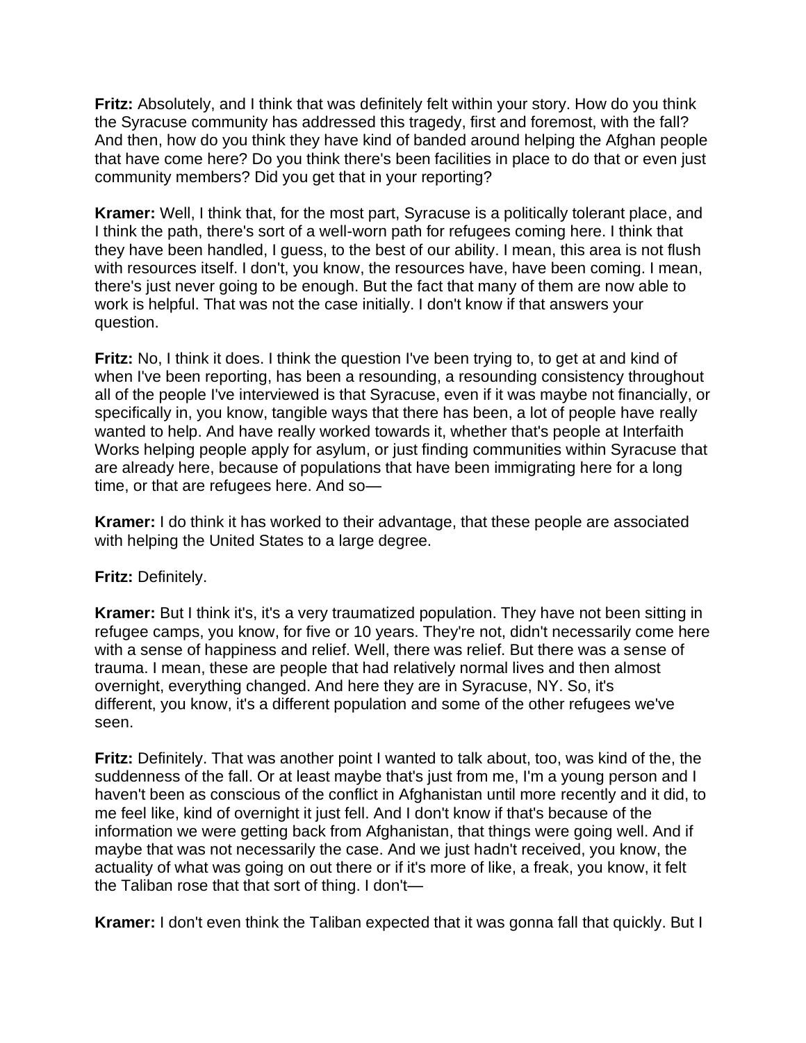**Fritz:** Absolutely, and I think that was definitely felt within your story. How do you think the Syracuse community has addressed this tragedy, first and foremost, with the fall? And then, how do you think they have kind of banded around helping the Afghan people that have come here? Do you think there's been facilities in place to do that or even just community members? Did you get that in your reporting?

**Kramer:** Well, I think that, for the most part, Syracuse is a politically tolerant place, and I think the path, there's sort of a well-worn path for refugees coming here. I think that they have been handled, I guess, to the best of our ability. I mean, this area is not flush with resources itself. I don't, you know, the resources have, have been coming. I mean, there's just never going to be enough. But the fact that many of them are now able to work is helpful. That was not the case initially. I don't know if that answers your question.

**Fritz:** No, I think it does. I think the question I've been trying to, to get at and kind of when I've been reporting, has been a resounding, a resounding consistency throughout all of the people I've interviewed is that Syracuse, even if it was maybe not financially, or specifically in, you know, tangible ways that there has been, a lot of people have really wanted to help. And have really worked towards it, whether that's people at Interfaith Works helping people apply for asylum, or just finding communities within Syracuse that are already here, because of populations that have been immigrating here for a long time, or that are refugees here. And so—

**Kramer:** I do think it has worked to their advantage, that these people are associated with helping the United States to a large degree.

**Fritz:** Definitely.

**Kramer:** But I think it's, it's a very traumatized population. They have not been sitting in refugee camps, you know, for five or 10 years. They're not, didn't necessarily come here with a sense of happiness and relief. Well, there was relief. But there was a sense of trauma. I mean, these are people that had relatively normal lives and then almost overnight, everything changed. And here they are in Syracuse, NY. So, it's different, you know, it's a different population and some of the other refugees we've seen.

**Fritz:** Definitely. That was another point I wanted to talk about, too, was kind of the, the suddenness of the fall. Or at least maybe that's just from me, I'm a young person and I haven't been as conscious of the conflict in Afghanistan until more recently and it did, to me feel like, kind of overnight it just fell. And I don't know if that's because of the information we were getting back from Afghanistan, that things were going well. And if maybe that was not necessarily the case. And we just hadn't received, you know, the actuality of what was going on out there or if it's more of like, a freak, you know, it felt the Taliban rose that that sort of thing. I don't—

**Kramer:** I don't even think the Taliban expected that it was gonna fall that quickly. But I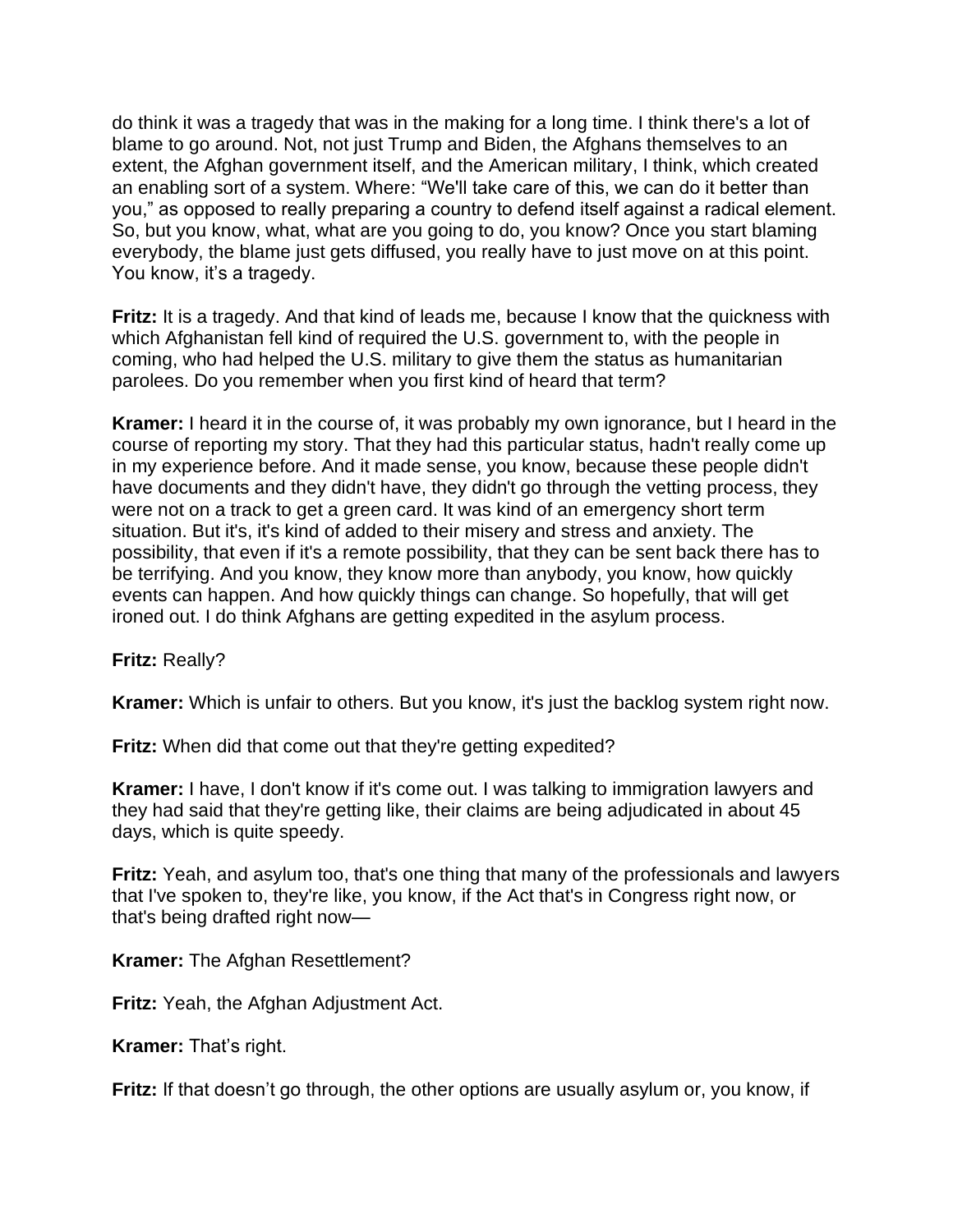do think it was a tragedy that was in the making for a long time. I think there's a lot of blame to go around. Not, not just Trump and Biden, the Afghans themselves to an extent, the Afghan government itself, and the American military, I think, which created an enabling sort of a system. Where: "We'll take care of this, we can do it better than you," as opposed to really preparing a country to defend itself against a radical element. So, but you know, what, what are you going to do, you know? Once you start blaming everybody, the blame just gets diffused, you really have to just move on at this point. You know, it's a tragedy.

**Fritz:** It is a tragedy. And that kind of leads me, because I know that the quickness with which Afghanistan fell kind of required the U.S. government to, with the people in coming, who had helped the U.S. military to give them the status as humanitarian parolees. Do you remember when you first kind of heard that term?

**Kramer:** I heard it in the course of, it was probably my own ignorance, but I heard in the course of reporting my story. That they had this particular status, hadn't really come up in my experience before. And it made sense, you know, because these people didn't have documents and they didn't have, they didn't go through the vetting process, they were not on a track to get a green card. It was kind of an emergency short term situation. But it's, it's kind of added to their misery and stress and anxiety. The possibility, that even if it's a remote possibility, that they can be sent back there has to be terrifying. And you know, they know more than anybody, you know, how quickly events can happen. And how quickly things can change. So hopefully, that will get ironed out. I do think Afghans are getting expedited in the asylum process.

**Fritz:** Really?

**Kramer:** Which is unfair to others. But you know, it's just the backlog system right now.

**Fritz:** When did that come out that they're getting expedited?

**Kramer:** I have, I don't know if it's come out. I was talking to immigration lawyers and they had said that they're getting like, their claims are being adjudicated in about 45 days, which is quite speedy.

**Fritz:** Yeah, and asylum too, that's one thing that many of the professionals and lawyers that I've spoken to, they're like, you know, if the Act that's in Congress right now, or that's being drafted right now—

**Kramer:** The Afghan Resettlement?

**Fritz:** Yeah, the Afghan Adjustment Act.

**Kramer:** That's right.

**Fritz:** If that doesn't go through, the other options are usually asylum or, you know, if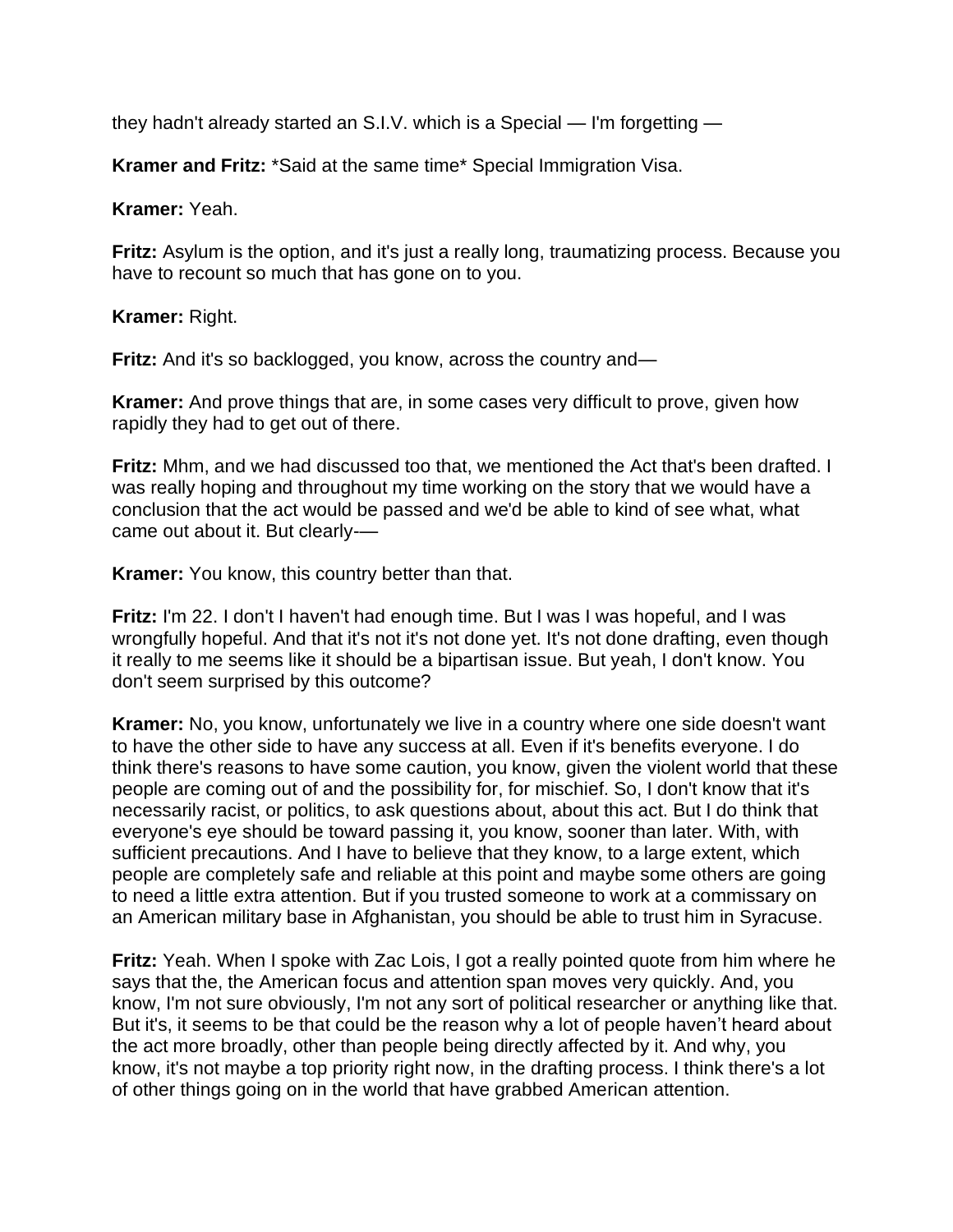they hadn't already started an S.I.V. which is a Special — I'm forgetting —

**Kramer and Fritz:** *Said at the same time* Special Immigration Visa.

**Kramer:** Yeah.

**Fritz:** Asylum is the option, and it's just a really long, traumatizing process. Because you have to recount so much that has gone on to you.

**Kramer:** Right.

**Fritz:** And it's so backlogged, you know, across the country and—

**Kramer:** And prove things that are, in some cases very difficult to prove, given how rapidly they had to get out of there.

**Fritz:** Mhm, and we had discussed too that, we mentioned the Act that's been drafted. I was really hoping and throughout my time working on the story that we would have a conclusion that the act would be passed and we'd be able to kind of see what, what came out about it. But clearly-—

**Kramer:** You know, this country better than that.

**Fritz:** I'm 22. I don't I haven't had enough time. But I was I was hopeful, and I was wrongfully hopeful. And that it's not it's not done yet. It's not done drafting, even though it really to me seems like it should be a bipartisan issue. But yeah, I don't know. You don't seem surprised by this outcome?

**Kramer:** No, you know, unfortunately we live in a country where one side doesn't want to have the other side to have any success at all. Even if it's benefits everyone. I do think there's reasons to have some caution, you know, given the violent world that these people are coming out of and the possibility for, for mischief. So, I don't know that it's necessarily racist, or politics, to ask questions about, about this act. But I do think that everyone's eye should be toward passing it, you know, sooner than later. With, with sufficient precautions. And I have to believe that they know, to a large extent, which people are completely safe and reliable at this point and maybe some others are going to need a little extra attention. But if you trusted someone to work at a commissary on an American military base in Afghanistan, you should be able to trust him in Syracuse.

**Fritz:** Yeah. When I spoke with Zac Lois, I got a really pointed quote from him where he says that the, the American focus and attention span moves very quickly. And, you know, I'm not sure obviously, I'm not any sort of political researcher or anything like that. But it's, it seems to be that could be the reason why a lot of people haven't heard about the act more broadly, other than people being directly affected by it. And why, you know, it's not maybe a top priority right now, in the drafting process. I think there's a lot of other things going on in the world that have grabbed American attention.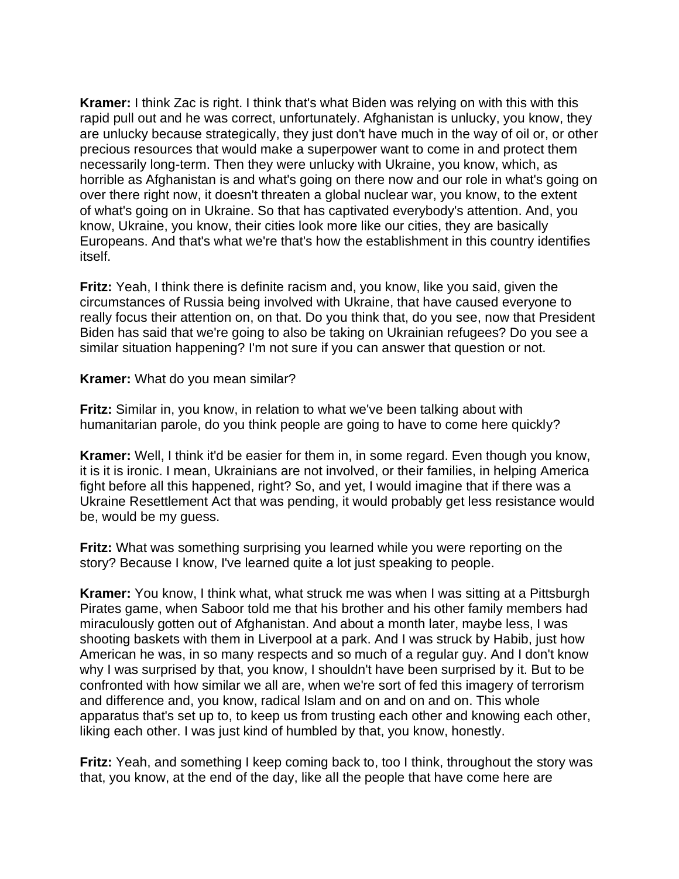**Kramer:** I think Zac is right. I think that's what Biden was relying on with this with this rapid pull out and he was correct, unfortunately. Afghanistan is unlucky, you know, they are unlucky because strategically, they just don't have much in the way of oil or, or other precious resources that would make a superpower want to come in and protect them necessarily long-term. Then they were unlucky with Ukraine, you know, which, as horrible as Afghanistan is and what's going on there now and our role in what's going on over there right now, it doesn't threaten a global nuclear war, you know, to the extent of what's going on in Ukraine. So that has captivated everybody's attention. And, you know, Ukraine, you know, their cities look more like our cities, they are basically Europeans. And that's what we're that's how the establishment in this country identifies itself.

**Fritz:** Yeah, I think there is definite racism and, you know, like you said, given the circumstances of Russia being involved with Ukraine, that have caused everyone to really focus their attention on, on that. Do you think that, do you see, now that President Biden has said that we're going to also be taking on Ukrainian refugees? Do you see a similar situation happening? I'm not sure if you can answer that question or not.

**Kramer:** What do you mean similar?

**Fritz:** Similar in, you know, in relation to what we've been talking about with humanitarian parole, do you think people are going to have to come here quickly?

**Kramer:** Well, I think it'd be easier for them in, in some regard. Even though you know, it is it is ironic. I mean, Ukrainians are not involved, or their families, in helping America fight before all this happened, right? So, and yet, I would imagine that if there was a Ukraine Resettlement Act that was pending, it would probably get less resistance would be, would be my guess.

**Fritz:** What was something surprising you learned while you were reporting on the story? Because I know, I've learned quite a lot just speaking to people.

**Kramer:** You know, I think what, what struck me was when I was sitting at a Pittsburgh Pirates game, when Saboor told me that his brother and his other family members had miraculously gotten out of Afghanistan. And about a month later, maybe less, I was shooting baskets with them in Liverpool at a park. And I was struck by Habib, just how American he was, in so many respects and so much of a regular guy. And I don't know why I was surprised by that, you know, I shouldn't have been surprised by it. But to be confronted with how similar we all are, when we're sort of fed this imagery of terrorism and difference and, you know, radical Islam and on and on and on. This whole apparatus that's set up to, to keep us from trusting each other and knowing each other, liking each other. I was just kind of humbled by that, you know, honestly.

**Fritz:** Yeah, and something I keep coming back to, too I think, throughout the story was that, you know, at the end of the day, like all the people that have come here are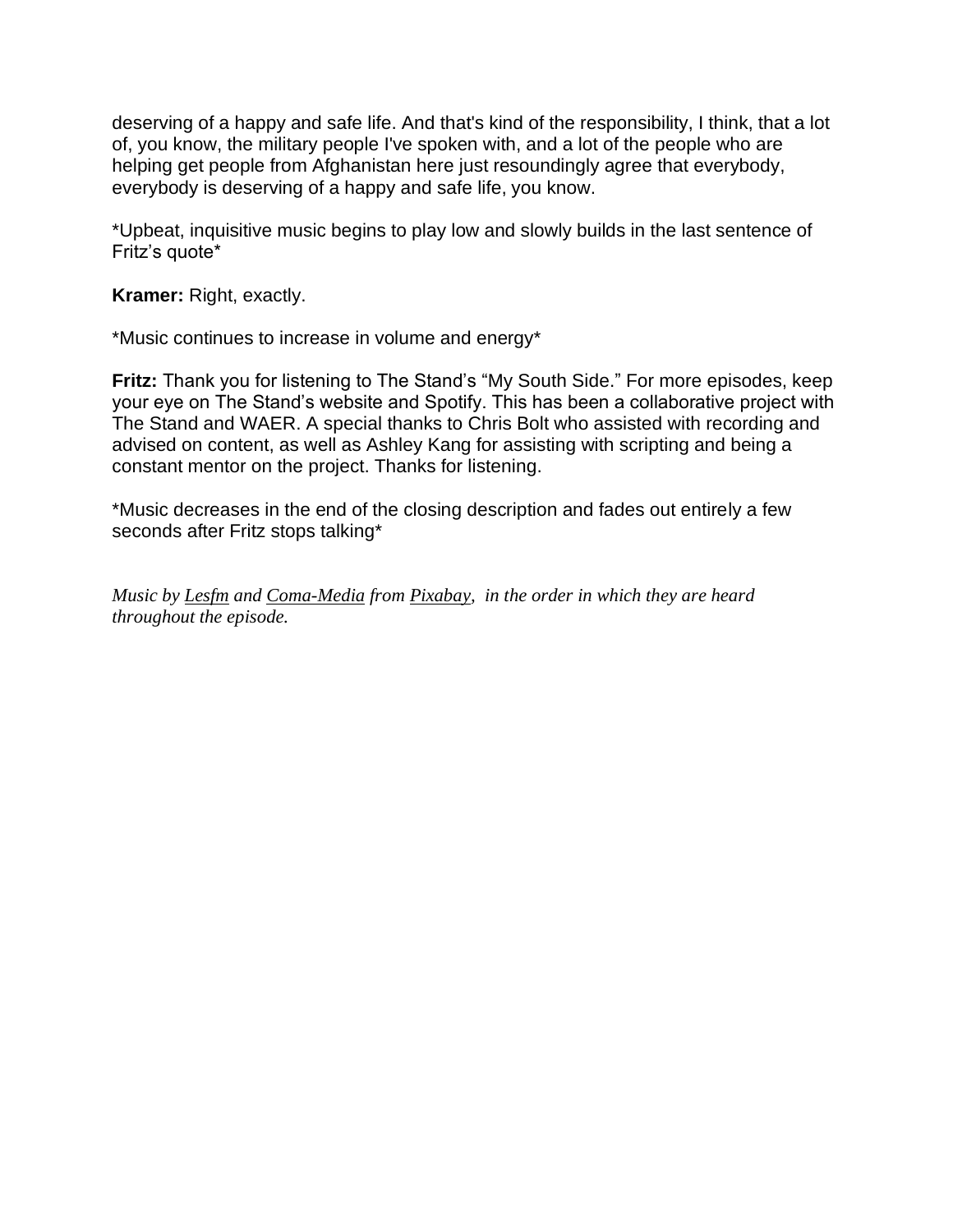deserving of a happy and safe life. And that's kind of the responsibility, I think, that a lot of, you know, the military people I've spoken with, and a lot of the people who are helping get people from Afghanistan here just resoundingly agree that everybody, everybody is deserving of a happy and safe life, you know.

*Upbeat, inquisitive music begins to play low and slowly builds in the last sentence of Fritz's quote*

**Kramer:** Right, exactly.

*Music continues to increase in volume and energy*

**Fritz:** Thank you for listening to The Stand's "My South Side." For more episodes, keep your eye on The Stand's website and Spotify. This has been a collaborative project with The Stand and WAER. A special thanks to Chris Bolt who assisted with recording and advised on content, as well as Ashley Kang for assisting with scripting and being a constant mentor on the project. Thanks for listening.

*Music decreases in the end of the closing description and fades out entirely a few seconds after Fritz stops talking*

*Music by Lesfm and Coma-Media from Pixabay, in the order in which they are heard throughout the episode.*